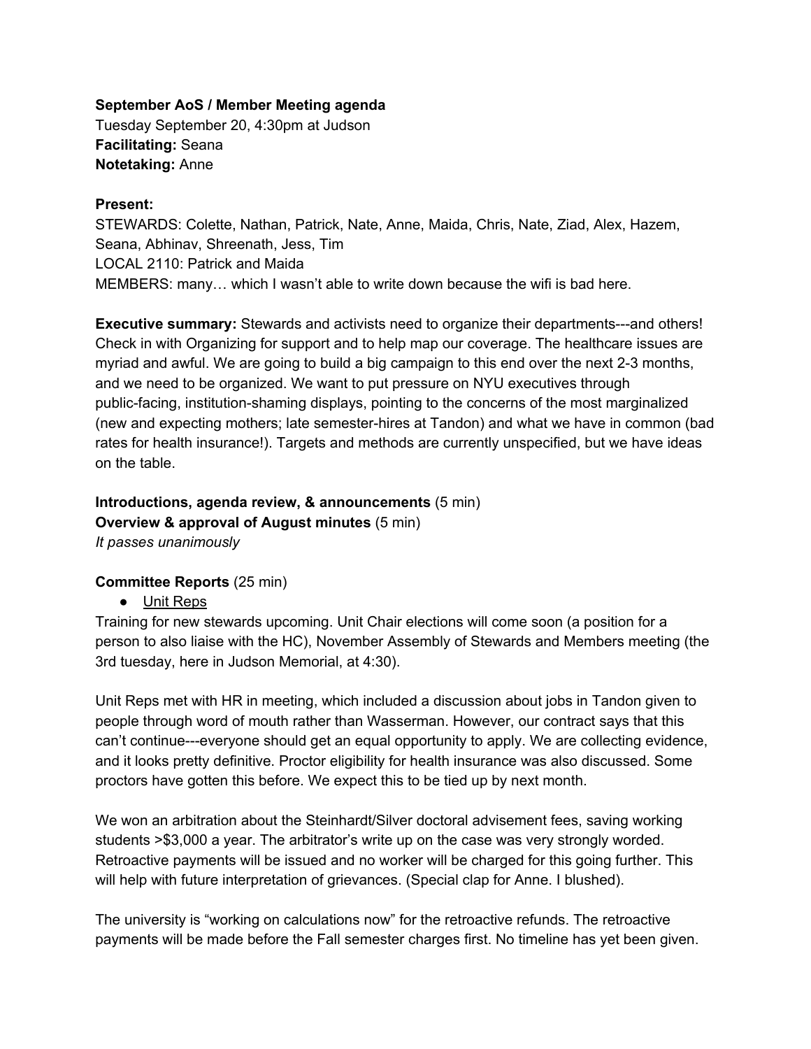**September AoS / Member Meeting agenda**
Tuesday September 20, 4:30pm at Judson
**Facilitating:** Seana
**Notetaking:** Anne

**Present:**
STEWARDS: Colette, Nathan, Patrick, Nate, Anne, Maida, Chris, Nate, Ziad, Alex, Hazem, Seana, Abhinav, Shreenath, Jess, Tim
LOCAL 2110: Patrick and Maida
MEMBERS: many… which I wasn't able to write down because the wifi is bad here.

**Executive summary:** Stewards and activists need to organize their departments---and others! Check in with Organizing for support and to help map our coverage. The healthcare issues are myriad and awful. We are going to build a big campaign to this end over the next 2-3 months, and we need to be organized. We want to put pressure on NYU executives through public-facing, institution-shaming displays, pointing to the concerns of the most marginalized (new and expecting mothers; late semester-hires at Tandon) and what we have in common (bad rates for health insurance!). Targets and methods are currently unspecified, but we have ideas on the table.

**Introductions, agenda review, & announcements** (5 min)
**Overview & approval of August minutes** (5 min)
*It passes unanimously*

**Committee Reports** (25 min)

- Unit Reps

Training for new stewards upcoming. Unit Chair elections will come soon (a position for a person to also liaise with the HC), November Assembly of Stewards and Members meeting (the 3rd tuesday, here in Judson Memorial, at 4:30).

Unit Reps met with HR in meeting, which included a discussion about jobs in Tandon given to people through word of mouth rather than Wasserman. However, our contract says that this can't continue---everyone should get an equal opportunity to apply. We are collecting evidence, and it looks pretty definitive. Proctor eligibility for health insurance was also discussed. Some proctors have gotten this before. We expect this to be tied up by next month.

We won an arbitration about the Steinhardt/Silver doctoral advisement fees, saving working students >$3,000 a year. The arbitrator's write up on the case was very strongly worded. Retroactive payments will be issued and no worker will be charged for this going further. This will help with future interpretation of grievances. (Special clap for Anne. I blushed).

The university is "working on calculations now" for the retroactive refunds. The retroactive payments will be made before the Fall semester charges first. No timeline has yet been given.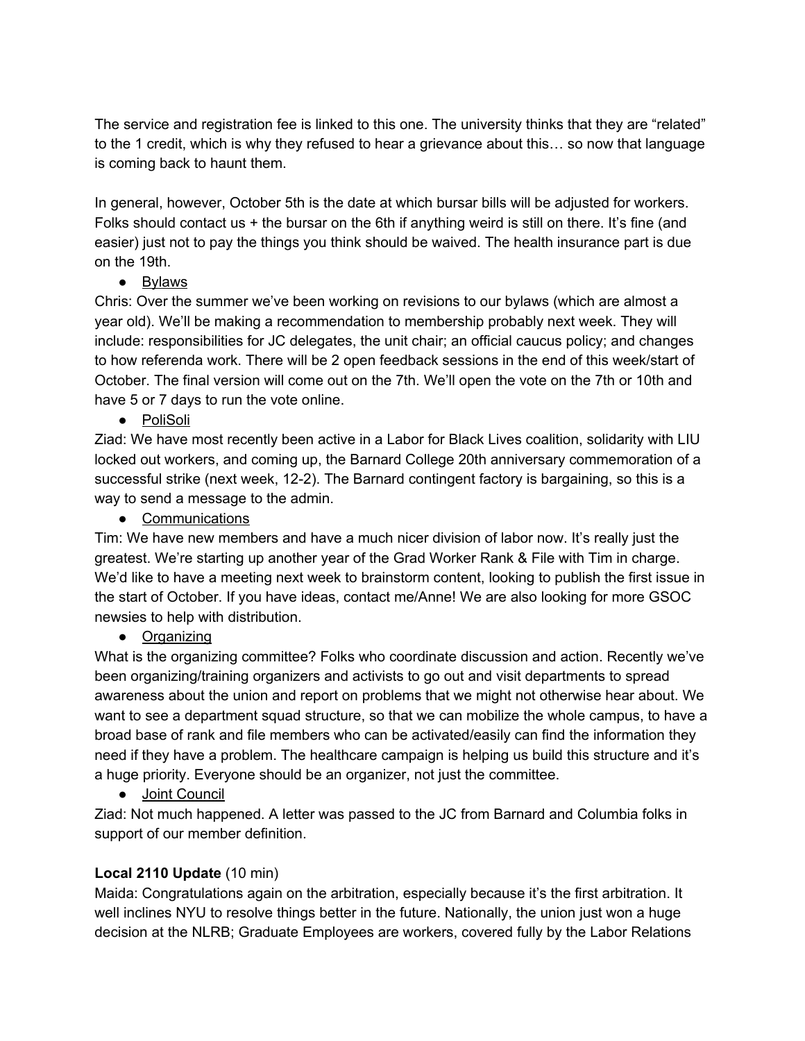The service and registration fee is linked to this one. The university thinks that they are "related" to the 1 credit, which is why they refused to hear a grievance about this… so now that language is coming back to haunt them.

In general, however, October 5th is the date at which bursar bills will be adjusted for workers. Folks should contact us + the bursar on the 6th if anything weird is still on there. It's fine (and easier) just not to pay the things you think should be waived. The health insurance part is due on the 19th.

- Bylaws

Chris: Over the summer we've been working on revisions to our bylaws (which are almost a year old). We'll be making a recommendation to membership probably next week. They will include: responsibilities for JC delegates, the unit chair; an official caucus policy; and changes to how referenda work. There will be 2 open feedback sessions in the end of this week/start of October. The final version will come out on the 7th. We'll open the vote on the 7th or 10th and have 5 or 7 days to run the vote online.

- PoliSoli

Ziad: We have most recently been active in a Labor for Black Lives coalition, solidarity with LIU locked out workers, and coming up, the Barnard College 20th anniversary commemoration of a successful strike (next week, 12-2). The Barnard contingent factory is bargaining, so this is a way to send a message to the admin.

- Communications

Tim: We have new members and have a much nicer division of labor now. It's really just the greatest. We're starting up another year of the Grad Worker Rank & File with Tim in charge. We'd like to have a meeting next week to brainstorm content, looking to publish the first issue in the start of October. If you have ideas, contact me/Anne! We are also looking for more GSOC newsies to help with distribution.

- Organizing

What is the organizing committee? Folks who coordinate discussion and action. Recently we've been organizing/training organizers and activists to go out and visit departments to spread awareness about the union and report on problems that we might not otherwise hear about. We want to see a department squad structure, so that we can mobilize the whole campus, to have a broad base of rank and file members who can be activated/easily can find the information they need if they have a problem. The healthcare campaign is helping us build this structure and it's a huge priority. Everyone should be an organizer, not just the committee.

- Joint Council

Ziad: Not much happened. A letter was passed to the JC from Barnard and Columbia folks in support of our member definition.

**Local 2110 Update** (10 min)

Maida: Congratulations again on the arbitration, especially because it's the first arbitration. It well inclines NYU to resolve things better in the future. Nationally, the union just won a huge decision at the NLRB; Graduate Employees are workers, covered fully by the Labor Relations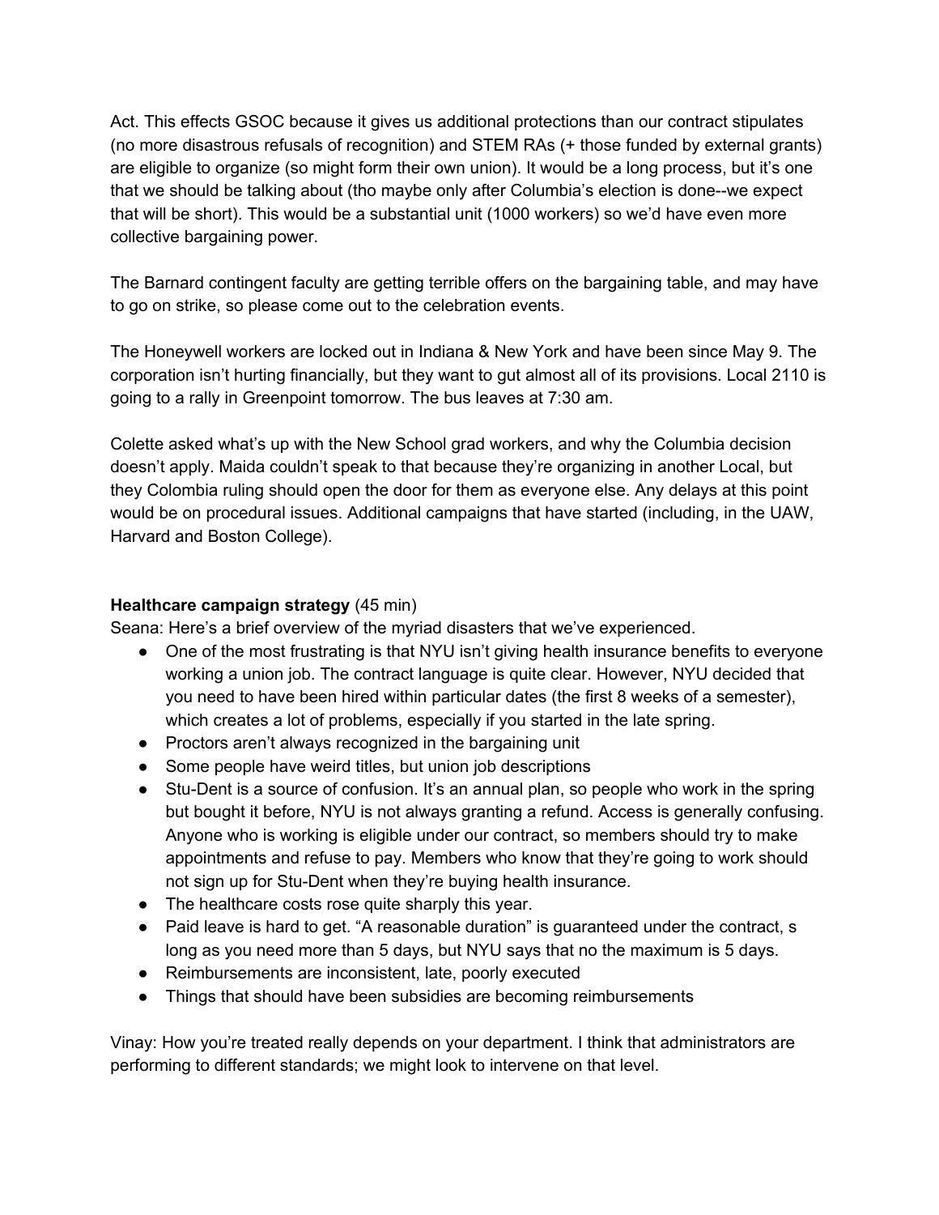Act. This effects GSOC because it gives us additional protections than our contract stipulates (no more disastrous refusals of recognition) and STEM RAs (+ those funded by external grants) are eligible to organize (so might form their own union). It would be a long process, but it's one that we should be talking about (tho maybe only after Columbia's election is done--we expect that will be short). This would be a substantial unit (1000 workers) so we'd have even more collective bargaining power.

The Barnard contingent faculty are getting terrible offers on the bargaining table, and may have to go on strike, so please come out to the celebration events.

The Honeywell workers are locked out in Indiana & New York and have been since May 9. The corporation isn't hurting financially, but they want to gut almost all of its provisions. Local 2110 is going to a rally in Greenpoint tomorrow. The bus leaves at 7:30 am.

Colette asked what's up with the New School grad workers, and why the Columbia decision doesn't apply. Maida couldn't speak to that because they're organizing in another Local, but they Colombia ruling should open the door for them as everyone else. Any delays at this point would be on procedural issues. Additional campaigns that have started (including, in the UAW, Harvard and Boston College).

**Healthcare campaign strategy** (45 min)

Seana: Here's a brief overview of the myriad disasters that we've experienced.

- One of the most frustrating is that NYU isn't giving health insurance benefits to everyone working a union job. The contract language is quite clear. However, NYU decided that you need to have been hired within particular dates (the first 8 weeks of a semester), which creates a lot of problems, especially if you started in the late spring.
- Proctors aren't always recognized in the bargaining unit
- Some people have weird titles, but union job descriptions
- Stu-Dent is a source of confusion. It's an annual plan, so people who work in the spring but bought it before, NYU is not always granting a refund. Access is generally confusing. Anyone who is working is eligible under our contract, so members should try to make appointments and refuse to pay. Members who know that they're going to work should not sign up for Stu-Dent when they're buying health insurance.
- The healthcare costs rose quite sharply this year.
- Paid leave is hard to get. "A reasonable duration" is guaranteed under the contract, s long as you need more than 5 days, but NYU says that no the maximum is 5 days.
- Reimbursements are inconsistent, late, poorly executed
- Things that should have been subsidies are becoming reimbursements

Vinay: How you're treated really depends on your department. I think that administrators are performing to different standards; we might look to intervene on that level.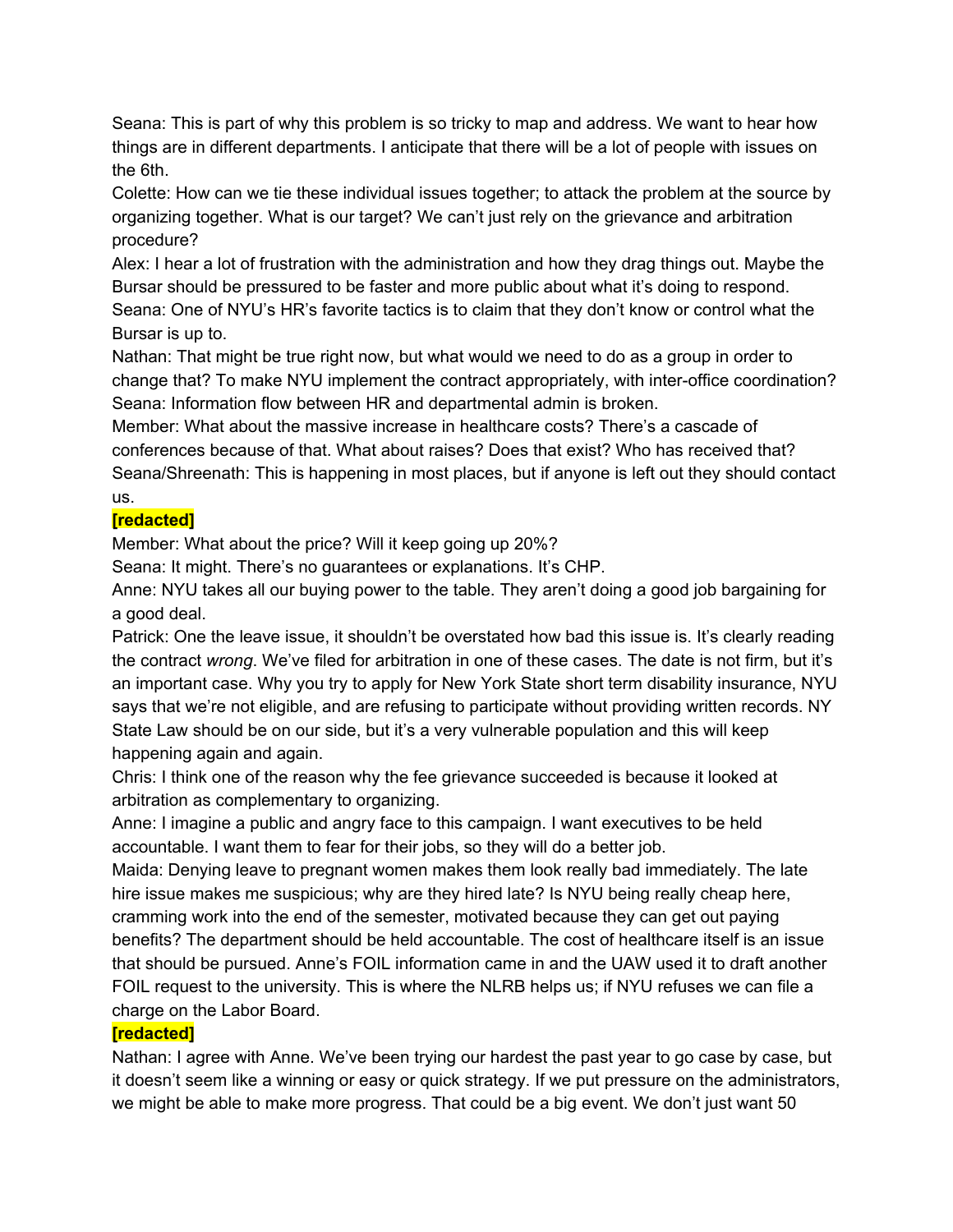Seana: This is part of why this problem is so tricky to map and address. We want to hear how things are in different departments. I anticipate that there will be a lot of people with issues on the 6th.

Colette: How can we tie these individual issues together; to attack the problem at the source by organizing together. What is our target? We can't just rely on the grievance and arbitration procedure?

Alex: I hear a lot of frustration with the administration and how they drag things out. Maybe the Bursar should be pressured to be faster and more public about what it's doing to respond.

Seana: One of NYU's HR's favorite tactics is to claim that they don't know or control what the Bursar is up to.

Nathan: That might be true right now, but what would we need to do as a group in order to change that? To make NYU implement the contract appropriately, with inter-office coordination?

Seana: Information flow between HR and departmental admin is broken.

Member: What about the massive increase in healthcare costs? There's a cascade of conferences because of that. What about raises? Does that exist? Who has received that?

Seana/Shreenath: This is happening in most places, but if anyone is left out they should contact us.

**[redacted]**

Member: What about the price? Will it keep going up 20%?

Seana: It might. There's no guarantees or explanations. It's CHP.

Anne: NYU takes all our buying power to the table. They aren't doing a good job bargaining for a good deal.

Patrick: One the leave issue, it shouldn't be overstated how bad this issue is. It's clearly reading the contract *wrong*. We've filed for arbitration in one of these cases. The date is not firm, but it's an important case. Why you try to apply for New York State short term disability insurance, NYU says that we're not eligible, and are refusing to participate without providing written records. NY State Law should be on our side, but it's a very vulnerable population and this will keep happening again and again.

Chris: I think one of the reason why the fee grievance succeeded is because it looked at arbitration as complementary to organizing.

Anne: I imagine a public and angry face to this campaign. I want executives to be held accountable. I want them to fear for their jobs, so they will do a better job.

Maida: Denying leave to pregnant women makes them look really bad immediately. The late hire issue makes me suspicious; why are they hired late? Is NYU being really cheap here, cramming work into the end of the semester, motivated because they can get out paying benefits? The department should be held accountable. The cost of healthcare itself is an issue that should be pursued. Anne's FOIL information came in and the UAW used it to draft another FOIL request to the university. This is where the NLRB helps us; if NYU refuses we can file a charge on the Labor Board.

**[redacted]**

Nathan: I agree with Anne. We've been trying our hardest the past year to go case by case, but it doesn't seem like a winning or easy or quick strategy. If we put pressure on the administrators, we might be able to make more progress. That could be a big event. We don't just want 50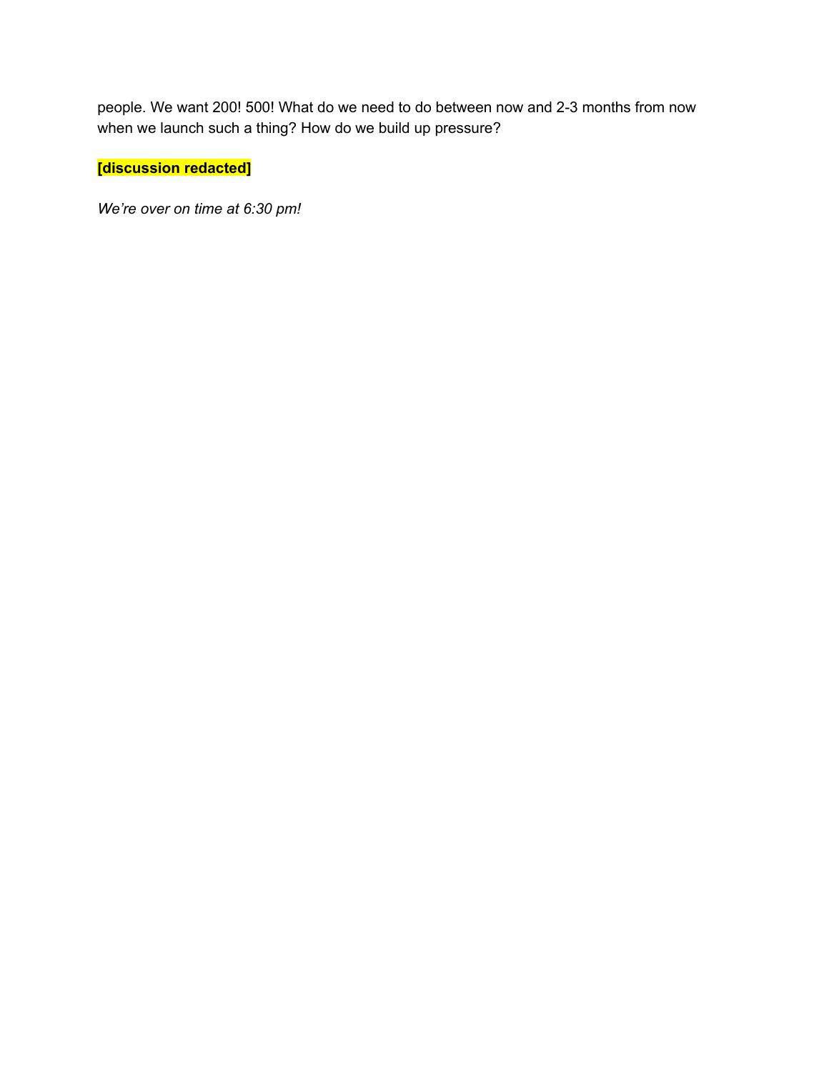people. We want 200! 500! What do we need to do between now and 2-3 months from now when we launch such a thing? How do we build up pressure?

**[discussion redacted]**

*We're over on time at 6:30 pm!*